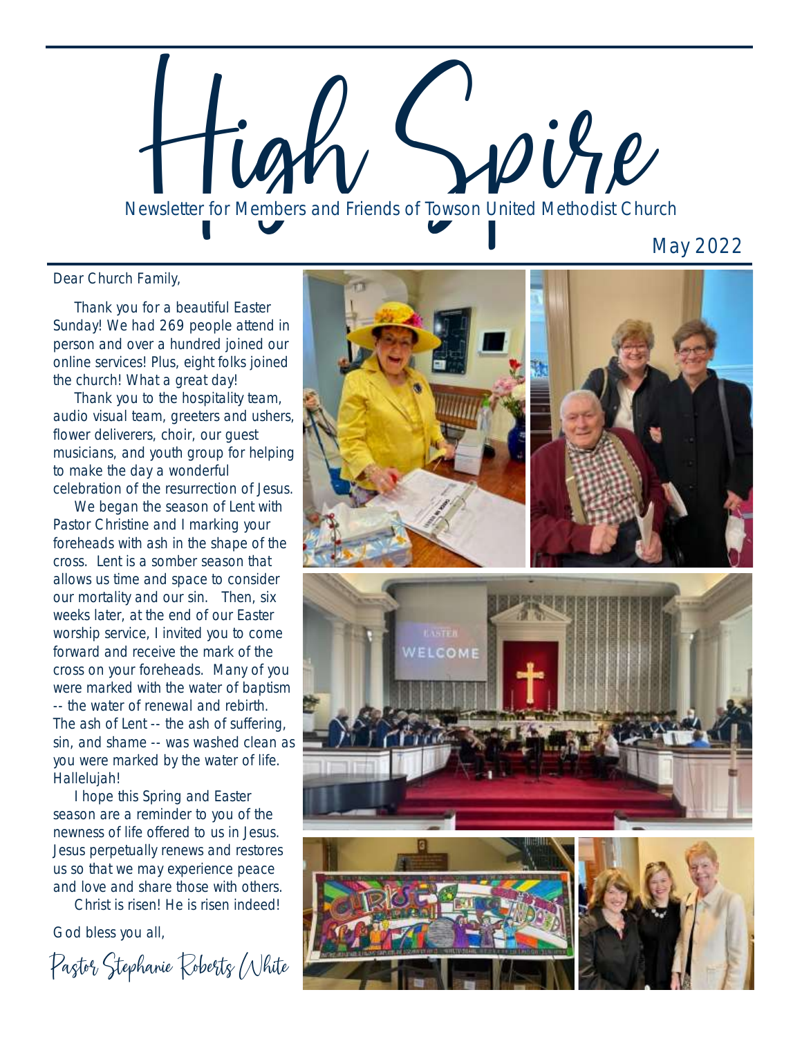# High Spire

Newsletter for Members and Friends of Towson United Methodist Church

May 2022

Dear Church Family,

Thank you for a beautiful Easter Sunday! We had 269 people attend in person and over a hundred joined our online services! Plus, eight folks joined the church! What a great day!

Thank you to the hospitality team, audio visual team, greeters and ushers, flower deliverers, choir, our guest musicians, and youth group for helping to make the day a wonderful celebration of the resurrection of Jesus.

We began the season of Lent with Pastor Christine and I marking your foreheads with ash in the shape of the cross. Lent is a somber season that allows us time and space to consider our mortality and our sin. Then, six weeks later, at the end of our Easter worship service, I invited you to come forward and receive the mark of the cross on your foreheads. Many of you were marked with the water of baptism -- the water of renewal and rebirth. The ash of Lent -- the ash of suffering, sin, and shame -- was washed clean as you were marked by the water of life. Hallelujah!

I hope this Spring and Easter season are a reminder to you of the newness of life offered to us in Jesus. Jesus perpetually renews and restores us so that we may experience peace and love and share those with others.

Christ is risen! He is risen indeed!

God bless you all,

*Pastor Stephanie Roberts White*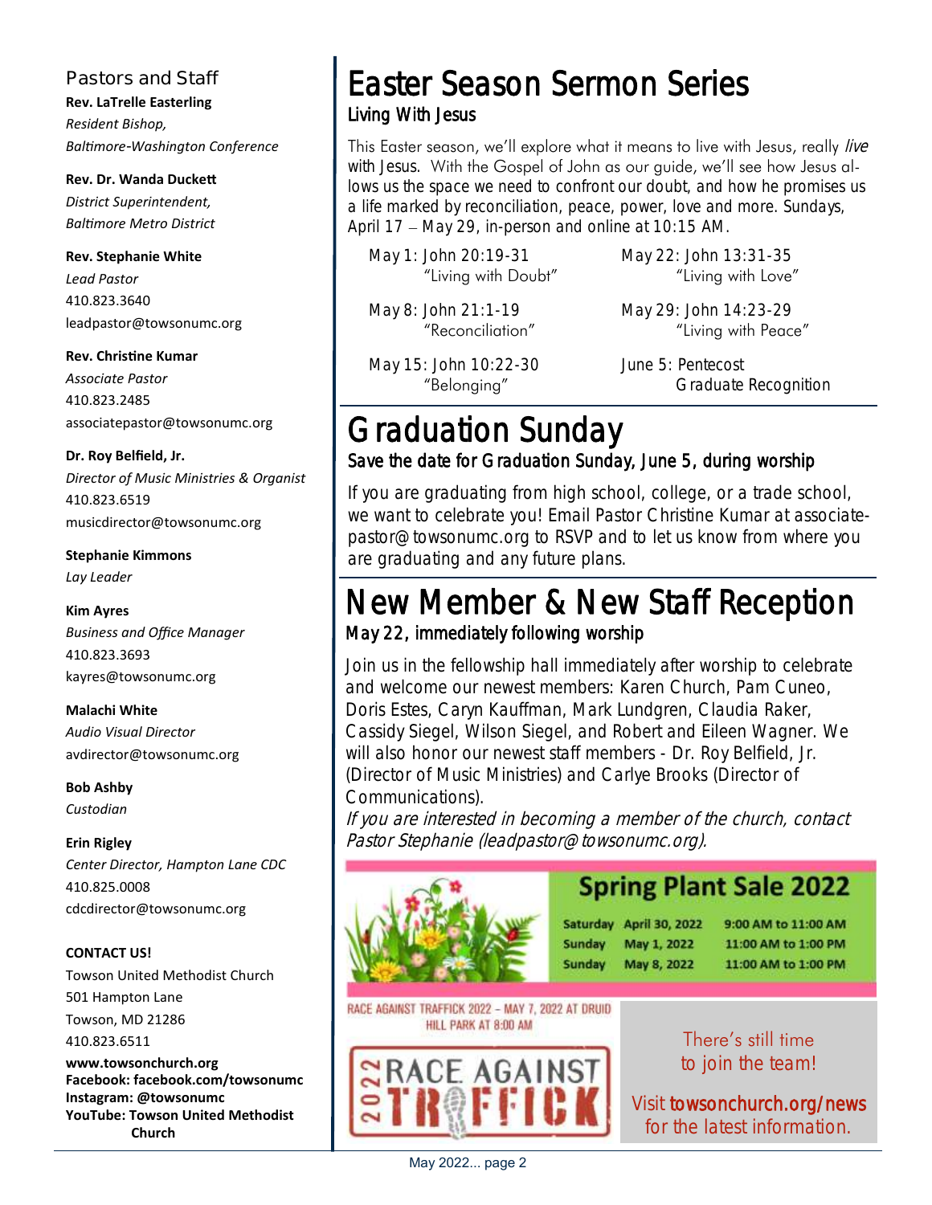## Pastors and Staff

**Rev. LaTrelle Easterling**
*Resident Bishop,*
*Baltimore-Washington Conference*

**Rev. Dr. Wanda Duckett**
*District Superintendent,*
*Baltimore Metro District*

**Rev. Stephanie White**
*Lead Pastor*
410.823.3640
leadpastor@towsonumc.org

**Rev. Christine Kumar**
*Associate Pastor*
410.823.2485
associatepastor@towsonumc.org

**Dr. Roy Belfield, Jr.**
*Director of Music Ministries & Organist*
410.823.6519
musicdirector@towsonumc.org

**Stephanie Kimmons**
*Lay Leader*

**Kim Ayres**
*Business and Office Manager*
410.823.3693
kayres@towsonumc.org

**Malachi White**
*Audio Visual Director*
avdirector@towsonumc.org

**Bob Ashby**
*Custodian*

**Erin Rigley**
*Center Director, Hampton Lane CDC*
410.825.0008
cdcdirector@towsonumc.org

**CONTACT US!**

Towson United Methodist Church
501 Hampton Lane
Towson, MD 21286
410.823.6511

**www.towsonchurch.org**
**Facebook: facebook.com/towsonumc**
**Instagram: @towsonumc**
**YouTube: Towson United Methodist Church**

# Easter Season Sermon Series

### Living With Jesus

This Easter season, we'll explore what it means to live with Jesus, really *live* with Jesus. With the Gospel of John as our guide, we'll see how Jesus allows us the space we need to confront our doubt, and how he promises us a life marked by reconciliation, peace, power, love and more. Sundays, April 17 – May 29, in-person and online at 10:15 AM.

May 1: John 20:19-31
"Living with Doubt"

May 8: John 21:1-19
"Reconciliation"

May 15: John 10:22-30
"Belonging"

May 22: John 13:31-35
"Living with Love"

May 29: John 14:23-29
"Living with Peace"

June 5: Pentecost
Graduate Recognition

# Graduation Sunday

### Save the date for Graduation Sunday, June 5, during worship

If you are graduating from high school, college, or a trade school, we want to celebrate you! Email Pastor Christine Kumar at associatepastor@towsonumc.org to RSVP and to let us know from where you are graduating and any future plans.

# New Member & New Staff Reception

### May 22, immediately following worship

Join us in the fellowship hall immediately after worship to celebrate and welcome our newest members: Karen Church, Pam Cuneo, Doris Estes, Caryn Kauffman, Mark Lundgren, Claudia Raker, Cassidy Siegel, Wilson Siegel, and Robert and Eileen Wagner. We will also honor our newest staff members - Dr. Roy Belfield, Jr. (Director of Music Ministries) and Carlye Brooks (Director of Communications).

*If you are interested in becoming a member of the church, contact Pastor Stephanie (leadpastor@towsonumc.org).*

## Spring Plant Sale 2022

| | | |
|---|---|---|
| Saturday | April 30, 2022 | 9:00 AM to 11:00 AM |
| Sunday | May 1, 2022 | 11:00 AM to 1:00 PM |
| Sunday | May 8, 2022 | 11:00 AM to 1:00 PM |

RACE AGAINST TRAFFICK 2022 – MAY 7, 2022 AT DRUID HILL PARK AT 8:00 AM

2022 RACE AGAINST TRAFFICK

There's still time to join the team!

Visit towsonchurch.org/news for the latest information.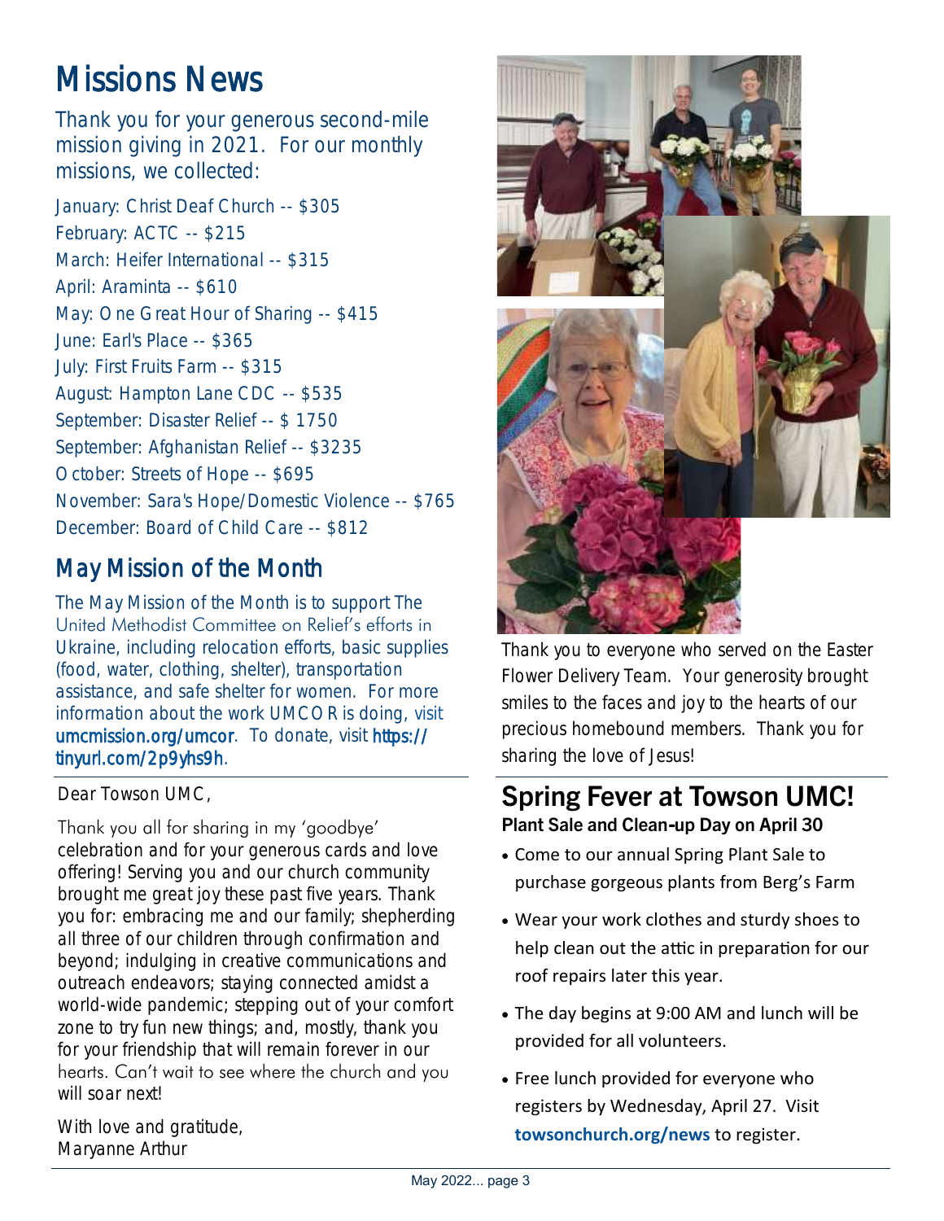# Missions News

Thank you for your generous second-mile mission giving in 2021. For our monthly missions, we collected:

January: Christ Deaf Church -- $305
February: ACTC -- $215
March: Heifer International -- $315
April: Araminta -- $610
May: One Great Hour of Sharing -- $415
June: Earl's Place -- $365
July: First Fruits Farm -- $315
August: Hampton Lane CDC -- $535
September: Disaster Relief -- $ 1750
September: Afghanistan Relief -- $3235
October: Streets of Hope -- $695
November: Sara's Hope/Domestic Violence -- $765
December: Board of Child Care -- $812

## May Mission of the Month

The May Mission of the Month is to support The United Methodist Committee on Relief's efforts in Ukraine, including relocation efforts, basic supplies (food, water, clothing, shelter), transportation assistance, and safe shelter for women. For more information about the work UMCOR is doing, visit umcmission.org/umcor. To donate, visit https://tinyurl.com/2p9yhs9h.

Dear Towson UMC,

Thank you all for sharing in my 'goodbye' celebration and for your generous cards and love offering! Serving you and our church community brought me great joy these past five years. Thank you for: embracing me and our family; shepherding all three of our children through confirmation and beyond; indulging in creative communications and outreach endeavors; staying connected amidst a world-wide pandemic; stepping out of your comfort zone to try fun new things; and, mostly, thank you for your friendship that will remain forever in our hearts. Can't wait to see where the church and you will soar next!

With love and gratitude,
Maryanne Arthur

Thank you to everyone who served on the Easter Flower Delivery Team. Your generosity brought smiles to the faces and joy to the hearts of our precious homebound members. Thank you for sharing the love of Jesus!

## Spring Fever at Towson UMC!

**Plant Sale and Clean-up Day on April 30**

- Come to our annual Spring Plant Sale to purchase gorgeous plants from Berg's Farm
- Wear your work clothes and sturdy shoes to help clean out the attic in preparation for our roof repairs later this year.
- The day begins at 9:00 AM and lunch will be provided for all volunteers.
- Free lunch provided for everyone who registers by Wednesday, April 27. Visit **towsonchurch.org/news** to register.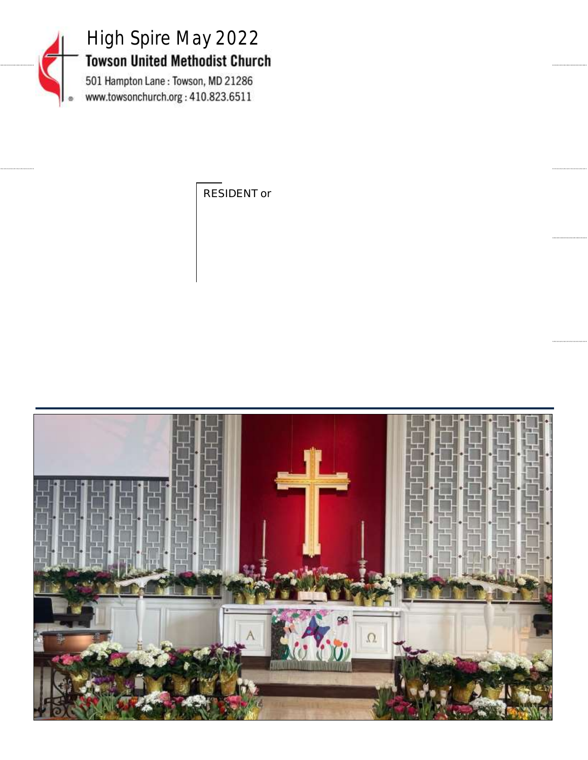# High Spire May 2022

**Towson United Methodist Church**

501 Hampton Lane : Towson, MD 21286

www.towsonchurch.org : 410.823.6511

RESIDENT or